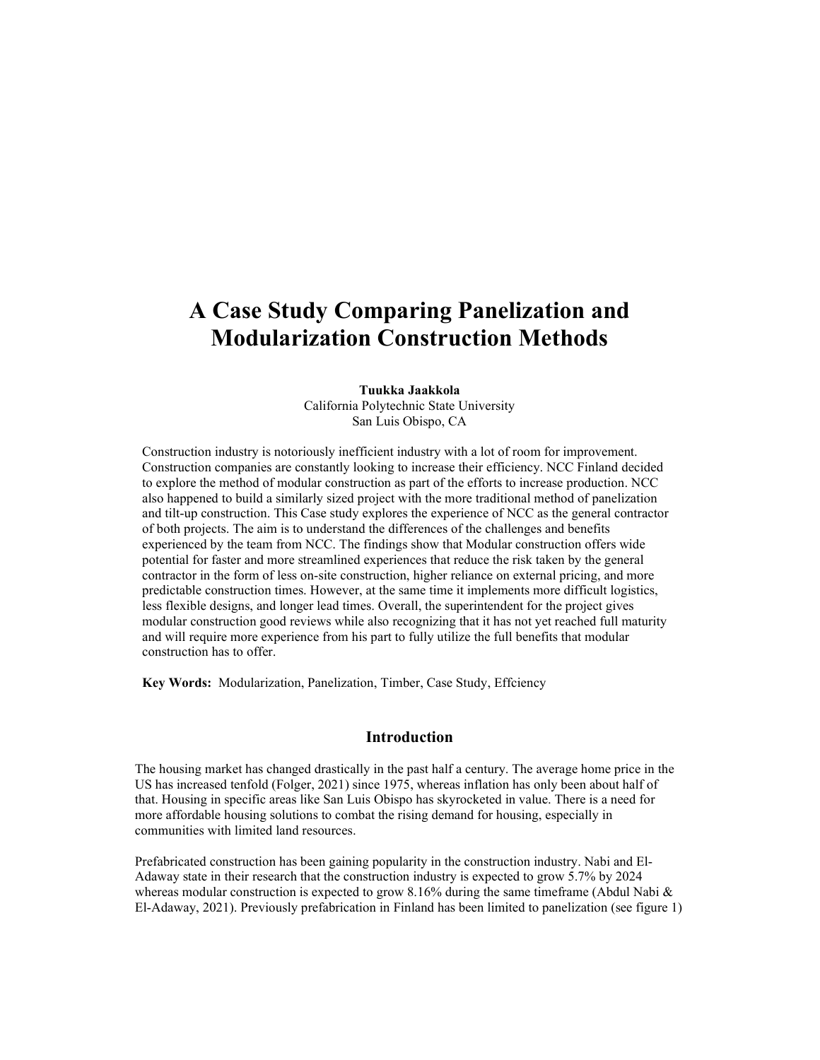# A Case Study Comparing Panelization and Modularization Construction Methods

**Tuukka Jaakkola**
California Polytechnic State University
San Luis Obispo, CA

Construction industry is notoriously inefficient industry with a lot of room for improvement. Construction companies are constantly looking to increase their efficiency. NCC Finland decided to explore the method of modular construction as part of the efforts to increase production. NCC also happened to build a similarly sized project with the more traditional method of panelization and tilt-up construction. This Case study explores the experience of NCC as the general contractor of both projects. The aim is to understand the differences of the challenges and benefits experienced by the team from NCC. The findings show that Modular construction offers wide potential for faster and more streamlined experiences that reduce the risk taken by the general contractor in the form of less on-site construction, higher reliance on external pricing, and more predictable construction times. However, at the same time it implements more difficult logistics, less flexible designs, and longer lead times. Overall, the superintendent for the project gives modular construction good reviews while also recognizing that it has not yet reached full maturity and will require more experience from his part to fully utilize the full benefits that modular construction has to offer.

**Key Words:** Modularization, Panelization, Timber, Case Study, Effciency

## Introduction

The housing market has changed drastically in the past half a century. The average home price in the US has increased tenfold (Folger, 2021) since 1975, whereas inflation has only been about half of that. Housing in specific areas like San Luis Obispo has skyrocketed in value. There is a need for more affordable housing solutions to combat the rising demand for housing, especially in communities with limited land resources.

Prefabricated construction has been gaining popularity in the construction industry. Nabi and El-Adaway state in their research that the construction industry is expected to grow 5.7% by 2024 whereas modular construction is expected to grow 8.16% during the same timeframe (Abdul Nabi & El-Adaway, 2021). Previously prefabrication in Finland has been limited to panelization (see figure 1)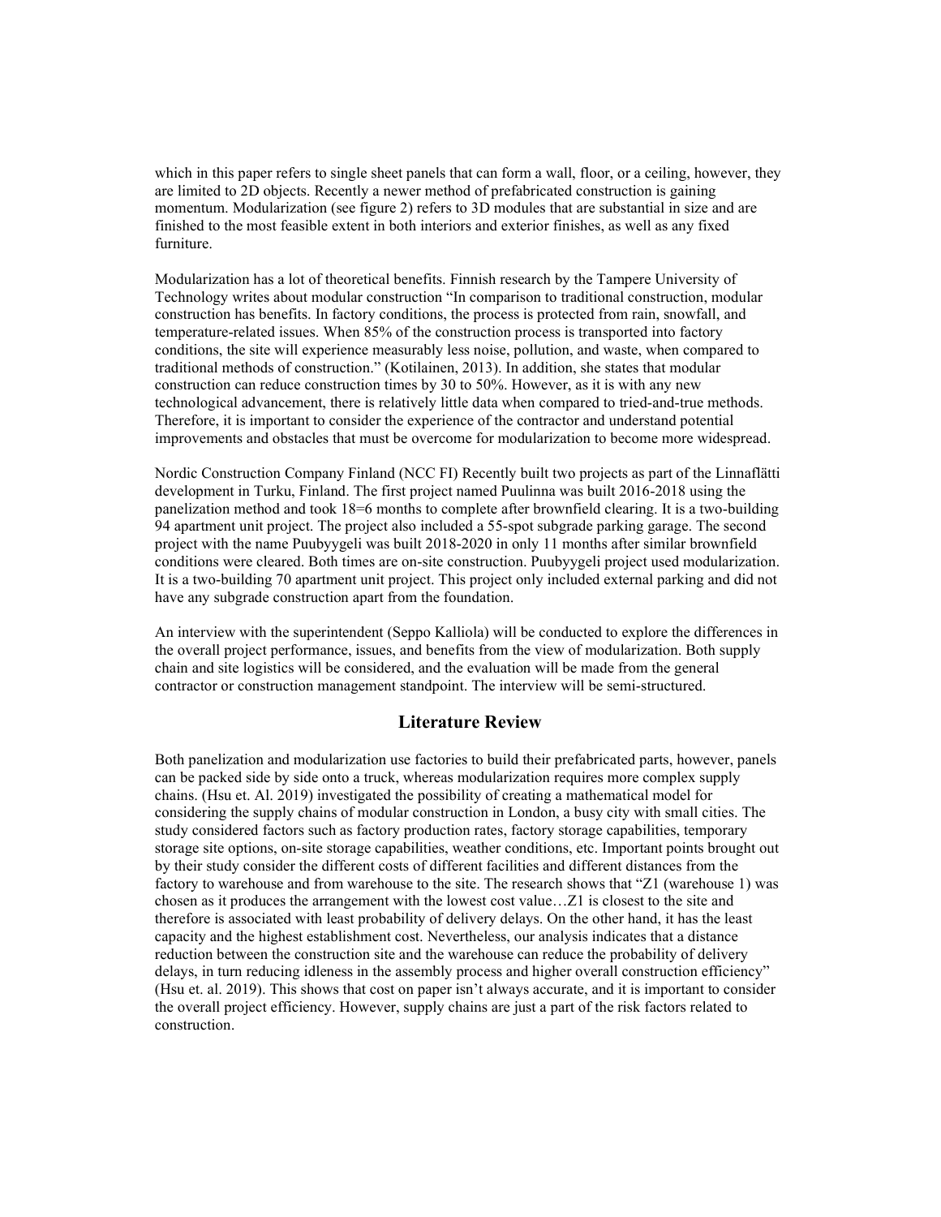which in this paper refers to single sheet panels that can form a wall, floor, or a ceiling, however, they are limited to 2D objects. Recently a newer method of prefabricated construction is gaining momentum. Modularization (see figure 2) refers to 3D modules that are substantial in size and are finished to the most feasible extent in both interiors and exterior finishes, as well as any fixed furniture.

Modularization has a lot of theoretical benefits. Finnish research by the Tampere University of Technology writes about modular construction "In comparison to traditional construction, modular construction has benefits. In factory conditions, the process is protected from rain, snowfall, and temperature-related issues. When 85% of the construction process is transported into factory conditions, the site will experience measurably less noise, pollution, and waste, when compared to traditional methods of construction." (Kotilainen, 2013). In addition, she states that modular construction can reduce construction times by 30 to 50%. However, as it is with any new technological advancement, there is relatively little data when compared to tried-and-true methods. Therefore, it is important to consider the experience of the contractor and understand potential improvements and obstacles that must be overcome for modularization to become more widespread.

Nordic Construction Company Finland (NCC FI) Recently built two projects as part of the Linnaflätti development in Turku, Finland. The first project named Puulinna was built 2016-2018 using the panelization method and took 18=6 months to complete after brownfield clearing. It is a two-building 94 apartment unit project. The project also included a 55-spot subgrade parking garage. The second project with the name Puubyygeli was built 2018-2020 in only 11 months after similar brownfield conditions were cleared. Both times are on-site construction. Puubyygeli project used modularization. It is a two-building 70 apartment unit project. This project only included external parking and did not have any subgrade construction apart from the foundation.

An interview with the superintendent (Seppo Kalliola) will be conducted to explore the differences in the overall project performance, issues, and benefits from the view of modularization. Both supply chain and site logistics will be considered, and the evaluation will be made from the general contractor or construction management standpoint. The interview will be semi-structured.

## Literature Review

Both panelization and modularization use factories to build their prefabricated parts, however, panels can be packed side by side onto a truck, whereas modularization requires more complex supply chains. (Hsu et. Al. 2019) investigated the possibility of creating a mathematical model for considering the supply chains of modular construction in London, a busy city with small cities. The study considered factors such as factory production rates, factory storage capabilities, temporary storage site options, on-site storage capabilities, weather conditions, etc. Important points brought out by their study consider the different costs of different facilities and different distances from the factory to warehouse and from warehouse to the site. The research shows that "Z1 (warehouse 1) was chosen as it produces the arrangement with the lowest cost value…Z1 is closest to the site and therefore is associated with least probability of delivery delays. On the other hand, it has the least capacity and the highest establishment cost. Nevertheless, our analysis indicates that a distance reduction between the construction site and the warehouse can reduce the probability of delivery delays, in turn reducing idleness in the assembly process and higher overall construction efficiency" (Hsu et. al. 2019). This shows that cost on paper isn't always accurate, and it is important to consider the overall project efficiency. However, supply chains are just a part of the risk factors related to construction.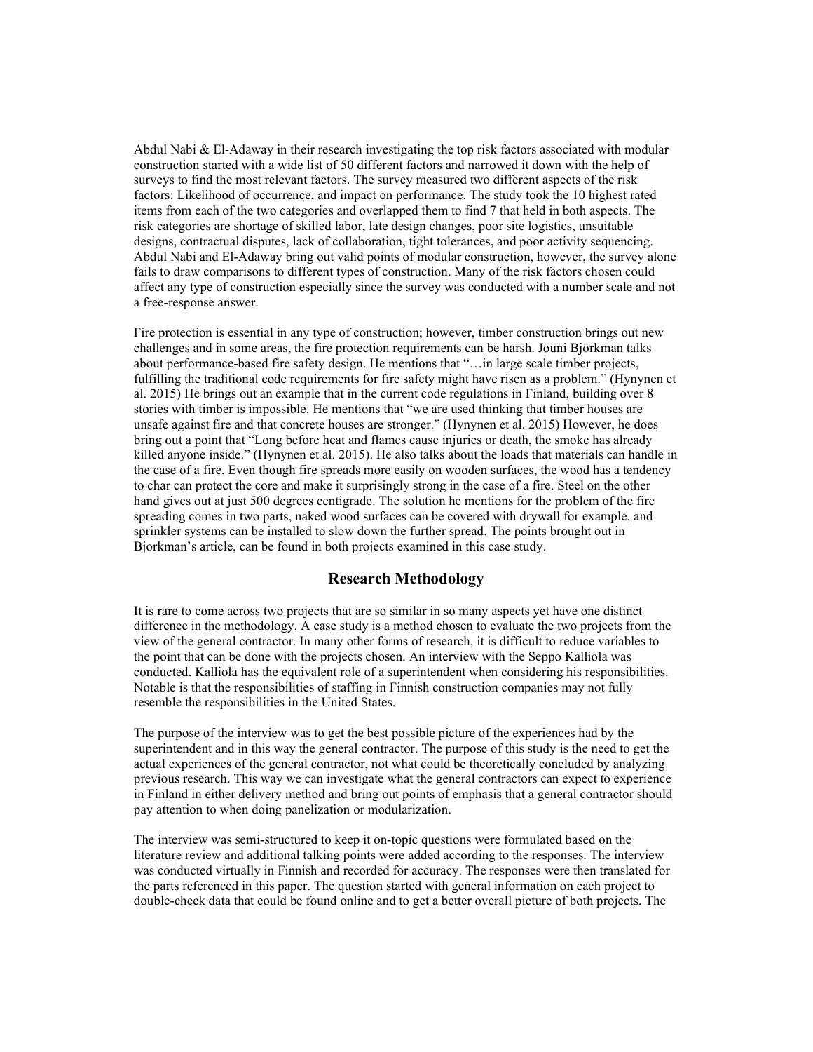Abdul Nabi & El-Adaway in their research investigating the top risk factors associated with modular construction started with a wide list of 50 different factors and narrowed it down with the help of surveys to find the most relevant factors. The survey measured two different aspects of the risk factors: Likelihood of occurrence, and impact on performance. The study took the 10 highest rated items from each of the two categories and overlapped them to find 7 that held in both aspects. The risk categories are shortage of skilled labor, late design changes, poor site logistics, unsuitable designs, contractual disputes, lack of collaboration, tight tolerances, and poor activity sequencing. Abdul Nabi and El-Adaway bring out valid points of modular construction, however, the survey alone fails to draw comparisons to different types of construction. Many of the risk factors chosen could affect any type of construction especially since the survey was conducted with a number scale and not a free-response answer.

Fire protection is essential in any type of construction; however, timber construction brings out new challenges and in some areas, the fire protection requirements can be harsh. Jouni Björkman talks about performance-based fire safety design. He mentions that "…in large scale timber projects, fulfilling the traditional code requirements for fire safety might have risen as a problem." (Hynynen et al. 2015) He brings out an example that in the current code regulations in Finland, building over 8 stories with timber is impossible. He mentions that "we are used thinking that timber houses are unsafe against fire and that concrete houses are stronger." (Hynynen et al. 2015) However, he does bring out a point that "Long before heat and flames cause injuries or death, the smoke has already killed anyone inside." (Hynynen et al. 2015). He also talks about the loads that materials can handle in the case of a fire. Even though fire spreads more easily on wooden surfaces, the wood has a tendency to char can protect the core and make it surprisingly strong in the case of a fire. Steel on the other hand gives out at just 500 degrees centigrade. The solution he mentions for the problem of the fire spreading comes in two parts, naked wood surfaces can be covered with drywall for example, and sprinkler systems can be installed to slow down the further spread. The points brought out in Bjorkman's article, can be found in both projects examined in this case study.

## Research Methodology

It is rare to come across two projects that are so similar in so many aspects yet have one distinct difference in the methodology. A case study is a method chosen to evaluate the two projects from the view of the general contractor. In many other forms of research, it is difficult to reduce variables to the point that can be done with the projects chosen. An interview with the Seppo Kalliola was conducted. Kalliola has the equivalent role of a superintendent when considering his responsibilities. Notable is that the responsibilities of staffing in Finnish construction companies may not fully resemble the responsibilities in the United States.

The purpose of the interview was to get the best possible picture of the experiences had by the superintendent and in this way the general contractor. The purpose of this study is the need to get the actual experiences of the general contractor, not what could be theoretically concluded by analyzing previous research. This way we can investigate what the general contractors can expect to experience in Finland in either delivery method and bring out points of emphasis that a general contractor should pay attention to when doing panelization or modularization.

The interview was semi-structured to keep it on-topic questions were formulated based on the literature review and additional talking points were added according to the responses. The interview was conducted virtually in Finnish and recorded for accuracy. The responses were then translated for the parts referenced in this paper. The question started with general information on each project to double-check data that could be found online and to get a better overall picture of both projects. The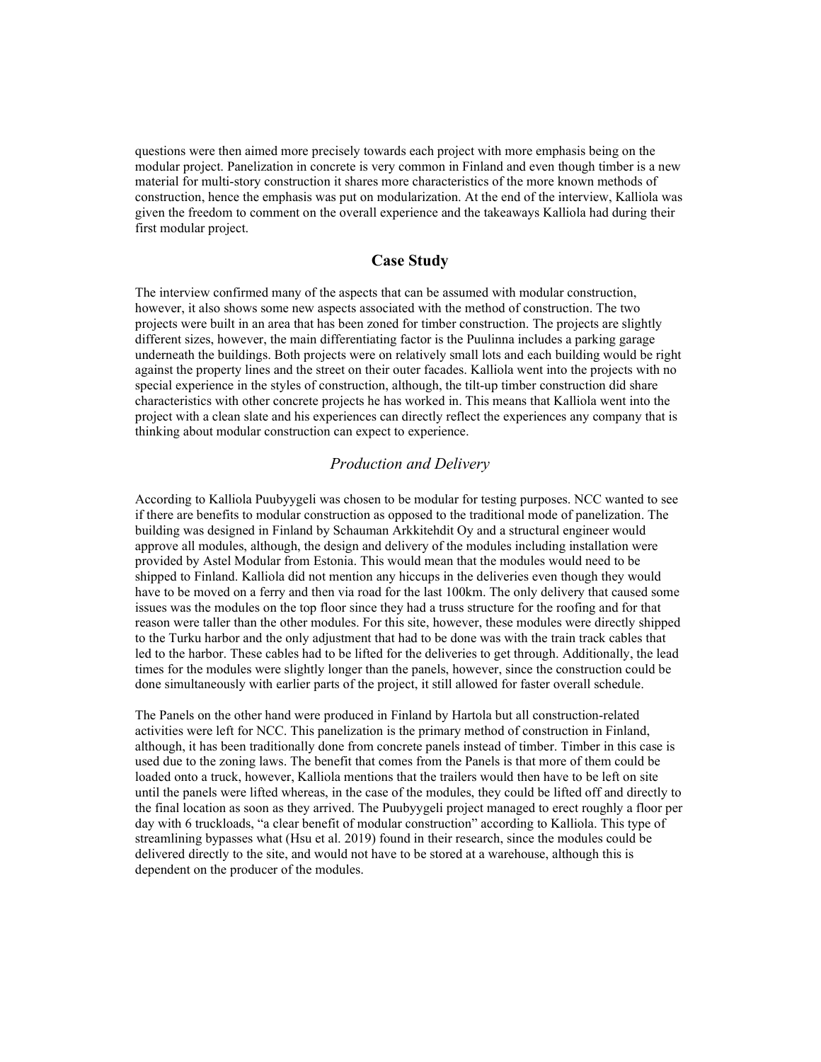questions were then aimed more precisely towards each project with more emphasis being on the modular project. Panelization in concrete is very common in Finland and even though timber is a new material for multi-story construction it shares more characteristics of the more known methods of construction, hence the emphasis was put on modularization. At the end of the interview, Kalliola was given the freedom to comment on the overall experience and the takeaways Kalliola had during their first modular project.

## Case Study

The interview confirmed many of the aspects that can be assumed with modular construction, however, it also shows some new aspects associated with the method of construction. The two projects were built in an area that has been zoned for timber construction. The projects are slightly different sizes, however, the main differentiating factor is the Puulinna includes a parking garage underneath the buildings. Both projects were on relatively small lots and each building would be right against the property lines and the street on their outer facades. Kalliola went into the projects with no special experience in the styles of construction, although, the tilt-up timber construction did share characteristics with other concrete projects he has worked in. This means that Kalliola went into the project with a clean slate and his experiences can directly reflect the experiences any company that is thinking about modular construction can expect to experience.

### *Production and Delivery*

According to Kalliola Puubyygeli was chosen to be modular for testing purposes. NCC wanted to see if there are benefits to modular construction as opposed to the traditional mode of panelization. The building was designed in Finland by Schauman Arkkitehdit Oy and a structural engineer would approve all modules, although, the design and delivery of the modules including installation were provided by Astel Modular from Estonia. This would mean that the modules would need to be shipped to Finland. Kalliola did not mention any hiccups in the deliveries even though they would have to be moved on a ferry and then via road for the last 100km. The only delivery that caused some issues was the modules on the top floor since they had a truss structure for the roofing and for that reason were taller than the other modules. For this site, however, these modules were directly shipped to the Turku harbor and the only adjustment that had to be done was with the train track cables that led to the harbor. These cables had to be lifted for the deliveries to get through. Additionally, the lead times for the modules were slightly longer than the panels, however, since the construction could be done simultaneously with earlier parts of the project, it still allowed for faster overall schedule.

The Panels on the other hand were produced in Finland by Hartola but all construction-related activities were left for NCC. This panelization is the primary method of construction in Finland, although, it has been traditionally done from concrete panels instead of timber. Timber in this case is used due to the zoning laws. The benefit that comes from the Panels is that more of them could be loaded onto a truck, however, Kalliola mentions that the trailers would then have to be left on site until the panels were lifted whereas, in the case of the modules, they could be lifted off and directly to the final location as soon as they arrived. The Puubyygeli project managed to erect roughly a floor per day with 6 truckloads, "a clear benefit of modular construction" according to Kalliola. This type of streamlining bypasses what (Hsu et al. 2019) found in their research, since the modules could be delivered directly to the site, and would not have to be stored at a warehouse, although this is dependent on the producer of the modules.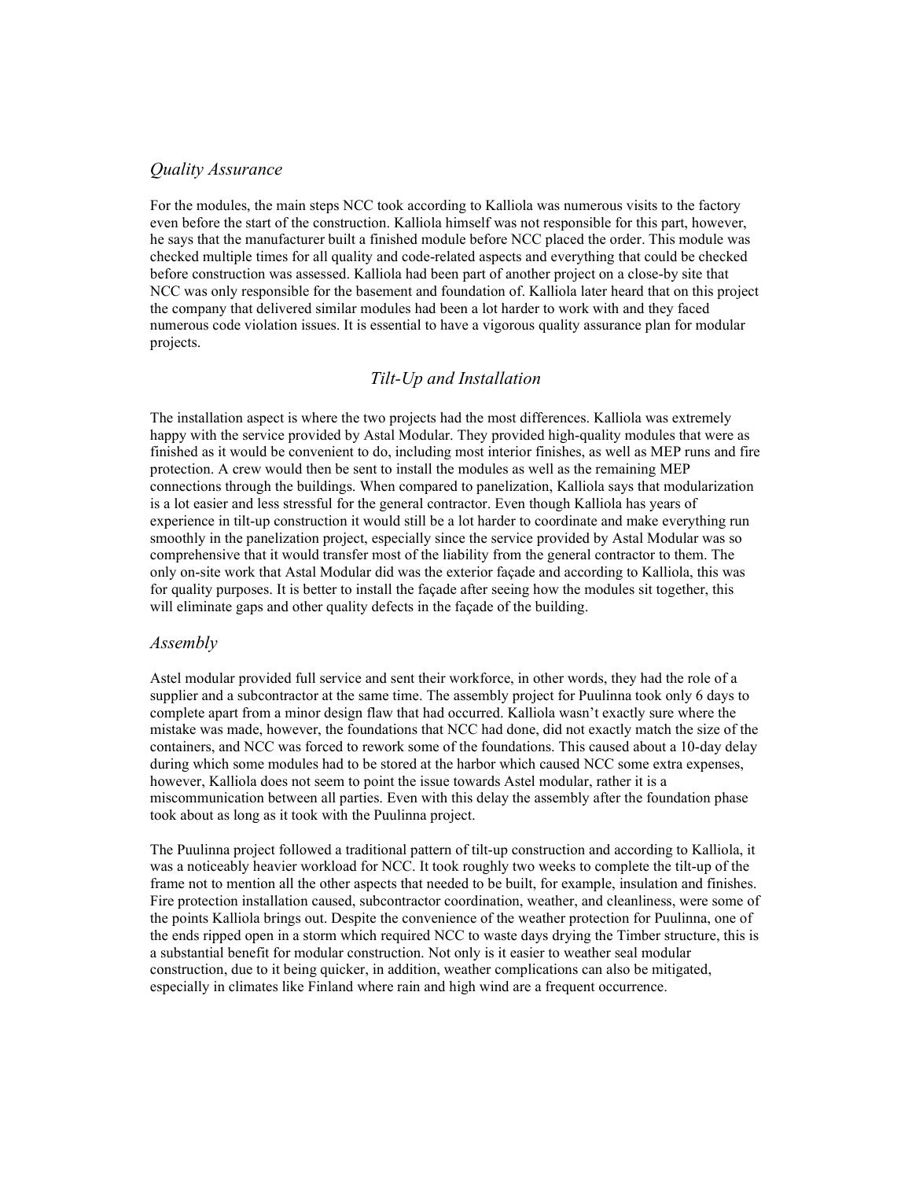## *Quality Assurance*

For the modules, the main steps NCC took according to Kalliola was numerous visits to the factory even before the start of the construction. Kalliola himself was not responsible for this part, however, he says that the manufacturer built a finished module before NCC placed the order. This module was checked multiple times for all quality and code-related aspects and everything that could be checked before construction was assessed. Kalliola had been part of another project on a close-by site that NCC was only responsible for the basement and foundation of. Kalliola later heard that on this project the company that delivered similar modules had been a lot harder to work with and they faced numerous code violation issues. It is essential to have a vigorous quality assurance plan for modular projects.

## *Tilt-Up and Installation*

The installation aspect is where the two projects had the most differences. Kalliola was extremely happy with the service provided by Astal Modular. They provided high-quality modules that were as finished as it would be convenient to do, including most interior finishes, as well as MEP runs and fire protection. A crew would then be sent to install the modules as well as the remaining MEP connections through the buildings. When compared to panelization, Kalliola says that modularization is a lot easier and less stressful for the general contractor. Even though Kalliola has years of experience in tilt-up construction it would still be a lot harder to coordinate and make everything run smoothly in the panelization project, especially since the service provided by Astal Modular was so comprehensive that it would transfer most of the liability from the general contractor to them. The only on-site work that Astal Modular did was the exterior façade and according to Kalliola, this was for quality purposes. It is better to install the façade after seeing how the modules sit together, this will eliminate gaps and other quality defects in the façade of the building.

## *Assembly*

Astel modular provided full service and sent their workforce, in other words, they had the role of a supplier and a subcontractor at the same time. The assembly project for Puulinna took only 6 days to complete apart from a minor design flaw that had occurred. Kalliola wasn't exactly sure where the mistake was made, however, the foundations that NCC had done, did not exactly match the size of the containers, and NCC was forced to rework some of the foundations. This caused about a 10-day delay during which some modules had to be stored at the harbor which caused NCC some extra expenses, however, Kalliola does not seem to point the issue towards Astel modular, rather it is a miscommunication between all parties. Even with this delay the assembly after the foundation phase took about as long as it took with the Puulinna project.

The Puulinna project followed a traditional pattern of tilt-up construction and according to Kalliola, it was a noticeably heavier workload for NCC. It took roughly two weeks to complete the tilt-up of the frame not to mention all the other aspects that needed to be built, for example, insulation and finishes. Fire protection installation caused, subcontractor coordination, weather, and cleanliness, were some of the points Kalliola brings out. Despite the convenience of the weather protection for Puulinna, one of the ends ripped open in a storm which required NCC to waste days drying the Timber structure, this is a substantial benefit for modular construction. Not only is it easier to weather seal modular construction, due to it being quicker, in addition, weather complications can also be mitigated, especially in climates like Finland where rain and high wind are a frequent occurrence.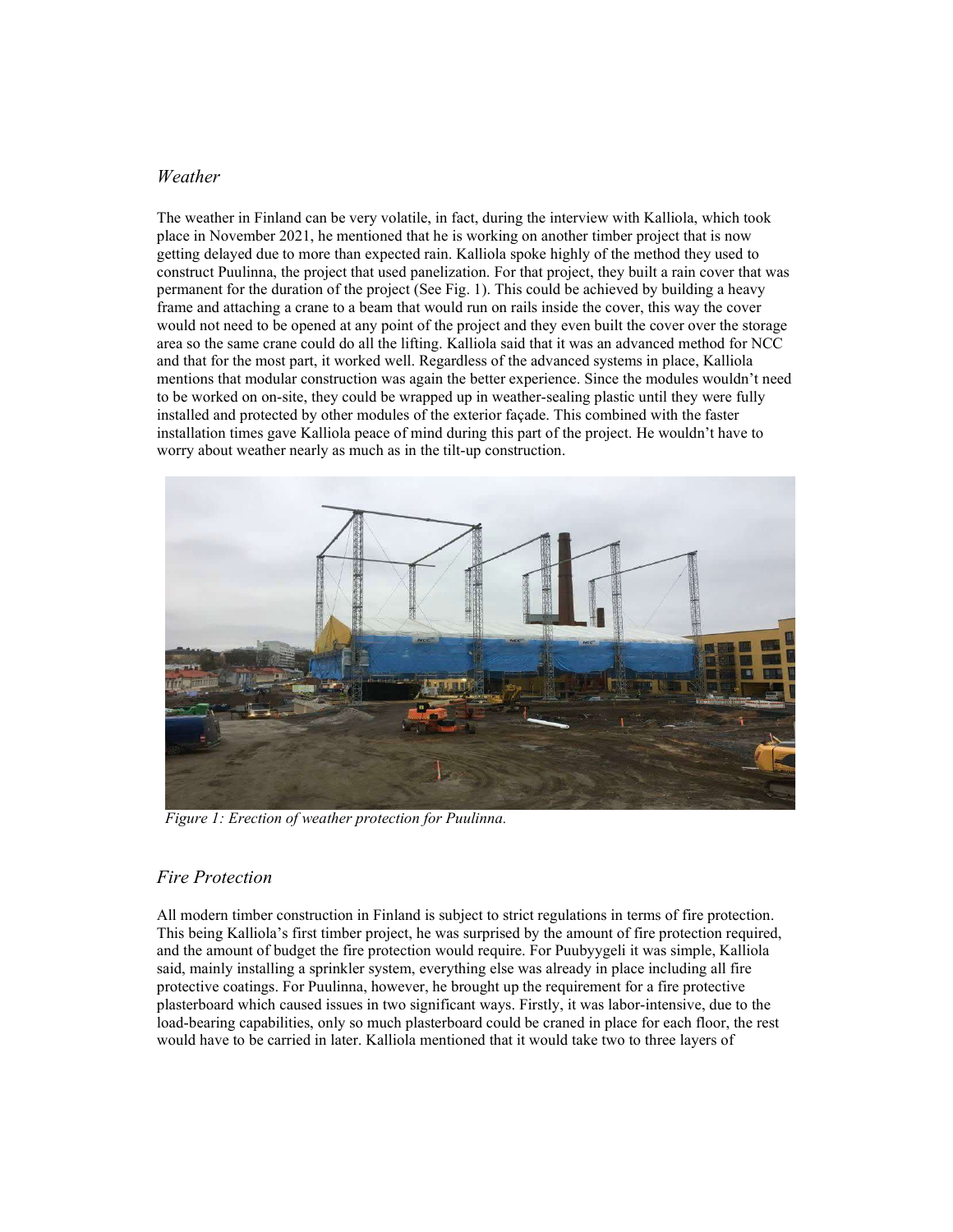## *Weather*

The weather in Finland can be very volatile, in fact, during the interview with Kalliola, which took place in November 2021, he mentioned that he is working on another timber project that is now getting delayed due to more than expected rain. Kalliola spoke highly of the method they used to construct Puulinna, the project that used panelization. For that project, they built a rain cover that was permanent for the duration of the project (See Fig. 1). This could be achieved by building a heavy frame and attaching a crane to a beam that would run on rails inside the cover, this way the cover would not need to be opened at any point of the project and they even built the cover over the storage area so the same crane could do all the lifting. Kalliola said that it was an advanced method for NCC and that for the most part, it worked well. Regardless of the advanced systems in place, Kalliola mentions that modular construction was again the better experience. Since the modules wouldn't need to be worked on on-site, they could be wrapped up in weather-sealing plastic until they were fully installed and protected by other modules of the exterior façade. This combined with the faster installation times gave Kalliola peace of mind during this part of the project. He wouldn't have to worry about weather nearly as much as in the tilt-up construction.

*Figure 1: Erection of weather protection for Puulinna.*

## *Fire Protection*

All modern timber construction in Finland is subject to strict regulations in terms of fire protection. This being Kalliola's first timber project, he was surprised by the amount of fire protection required, and the amount of budget the fire protection would require. For Puubyygeli it was simple, Kalliola said, mainly installing a sprinkler system, everything else was already in place including all fire protective coatings. For Puulinna, however, he brought up the requirement for a fire protective plasterboard which caused issues in two significant ways. Firstly, it was labor-intensive, due to the load-bearing capabilities, only so much plasterboard could be craned in place for each floor, the rest would have to be carried in later. Kalliola mentioned that it would take two to three layers of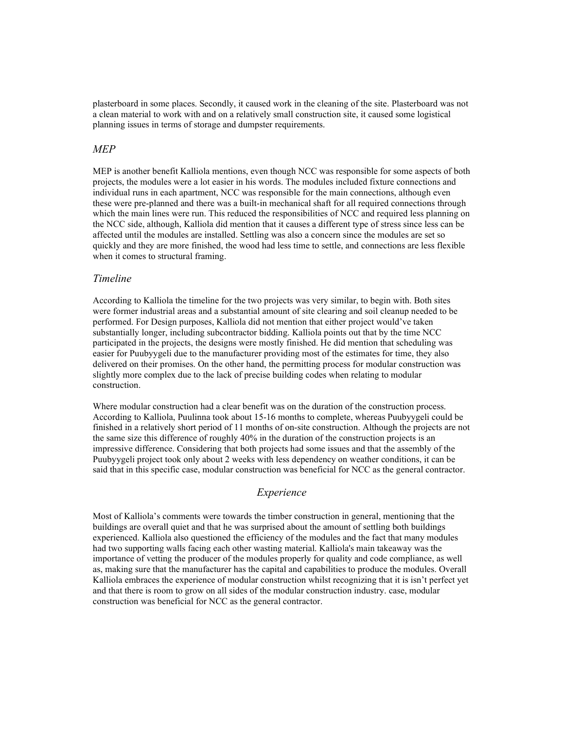plasterboard in some places. Secondly, it caused work in the cleaning of the site. Plasterboard was not a clean material to work with and on a relatively small construction site, it caused some logistical planning issues in terms of storage and dumpster requirements.

### *MEP*

MEP is another benefit Kalliola mentions, even though NCC was responsible for some aspects of both projects, the modules were a lot easier in his words. The modules included fixture connections and individual runs in each apartment, NCC was responsible for the main connections, although even these were pre-planned and there was a built-in mechanical shaft for all required connections through which the main lines were run. This reduced the responsibilities of NCC and required less planning on the NCC side, although, Kalliola did mention that it causes a different type of stress since less can be affected until the modules are installed. Settling was also a concern since the modules are set so quickly and they are more finished, the wood had less time to settle, and connections are less flexible when it comes to structural framing.

### *Timeline*

According to Kalliola the timeline for the two projects was very similar, to begin with. Both sites were former industrial areas and a substantial amount of site clearing and soil cleanup needed to be performed. For Design purposes, Kalliola did not mention that either project would've taken substantially longer, including subcontractor bidding. Kalliola points out that by the time NCC participated in the projects, the designs were mostly finished. He did mention that scheduling was easier for Puubyygeli due to the manufacturer providing most of the estimates for time, they also delivered on their promises. On the other hand, the permitting process for modular construction was slightly more complex due to the lack of precise building codes when relating to modular construction.

Where modular construction had a clear benefit was on the duration of the construction process. According to Kalliola, Puulinna took about 15-16 months to complete, whereas Puubyygeli could be finished in a relatively short period of 11 months of on-site construction. Although the projects are not the same size this difference of roughly 40% in the duration of the construction projects is an impressive difference. Considering that both projects had some issues and that the assembly of the Puubyygeli project took only about 2 weeks with less dependency on weather conditions, it can be said that in this specific case, modular construction was beneficial for NCC as the general contractor.

## *Experience*

Most of Kalliola's comments were towards the timber construction in general, mentioning that the buildings are overall quiet and that he was surprised about the amount of settling both buildings experienced. Kalliola also questioned the efficiency of the modules and the fact that many modules had two supporting walls facing each other wasting material. Kalliola's main takeaway was the importance of vetting the producer of the modules properly for quality and code compliance, as well as, making sure that the manufacturer has the capital and capabilities to produce the modules. Overall Kalliola embraces the experience of modular construction whilst recognizing that it is isn't perfect yet and that there is room to grow on all sides of the modular construction industry. case, modular construction was beneficial for NCC as the general contractor.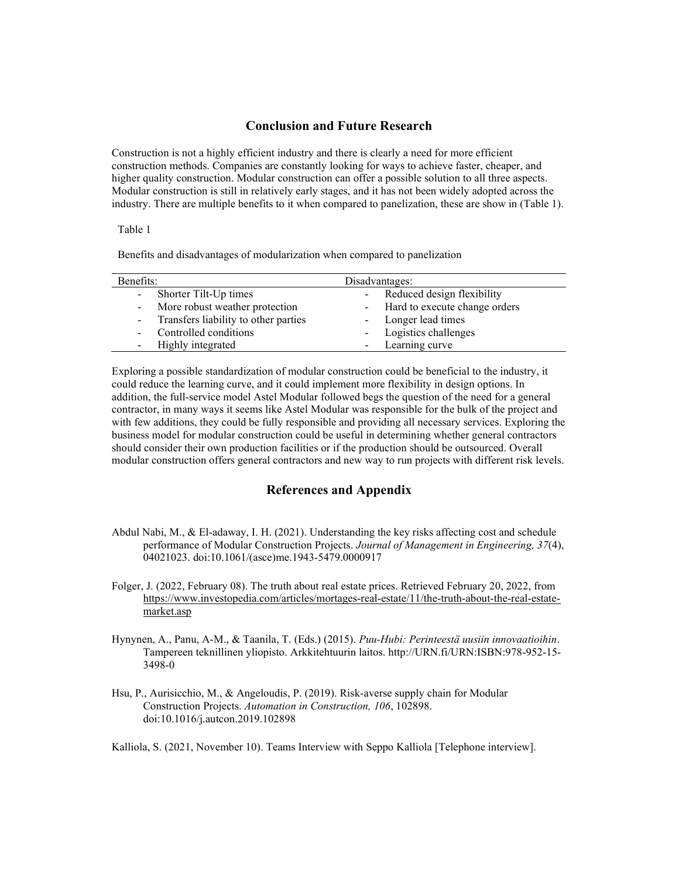## Conclusion and Future Research

Construction is not a highly efficient industry and there is clearly a need for more efficient construction methods. Companies are constantly looking for ways to achieve faster, cheaper, and higher quality construction. Modular construction can offer a possible solution to all three aspects. Modular construction is still in relatively early stages, and it has not been widely adopted across the industry. There are multiple benefits to it when compared to panelization, these are show in (Table 1).

Table 1

Benefits and disadvantages of modularization when compared to panelization

| Benefits: | Disadvantages: |
| --- | --- |
| - Shorter Tilt-Up times | - Reduced design flexibility |
| - More robust weather protection | - Hard to execute change orders |
| - Transfers liability to other parties | - Longer lead times |
| - Controlled conditions | - Logistics challenges |
| - Highly integrated | - Learning curve |

Exploring a possible standardization of modular construction could be beneficial to the industry, it could reduce the learning curve, and it could implement more flexibility in design options. In addition, the full-service model Astel Modular followed begs the question of the need for a general contractor, in many ways it seems like Astel Modular was responsible for the bulk of the project and with few additions, they could be fully responsible and providing all necessary services. Exploring the business model for modular construction could be useful in determining whether general contractors should consider their own production facilities or if the production should be outsourced. Overall modular construction offers general contractors and new way to run projects with different risk levels.

## References and Appendix

Abdul Nabi, M., & El-adaway, I. H. (2021). Understanding the key risks affecting cost and schedule performance of Modular Construction Projects. *Journal of Management in Engineering, 37*(4), 04021023. doi:10.1061/(asce)me.1943-5479.0000917

Folger, J. (2022, February 08). The truth about real estate prices. Retrieved February 20, 2022, from https://www.investopedia.com/articles/mortages-real-estate/11/the-truth-about-the-real-estate-market.asp

Hynynen, A., Panu, A-M., & Taanila, T. (Eds.) (2015). *Puu-Hubi: Perinteestä uusiin innovaatioihin*. Tampereen teknillinen yliopisto. Arkkitehtuurin laitos. http://URN.fi/URN:ISBN:978-952-15-3498-0

Hsu, P., Aurisicchio, M., & Angeloudis, P. (2019). Risk-averse supply chain for Modular Construction Projects. *Automation in Construction, 106*, 102898. doi:10.1016/j.autcon.2019.102898

Kalliola, S. (2021, November 10). Teams Interview with Seppo Kalliola [Telephone interview].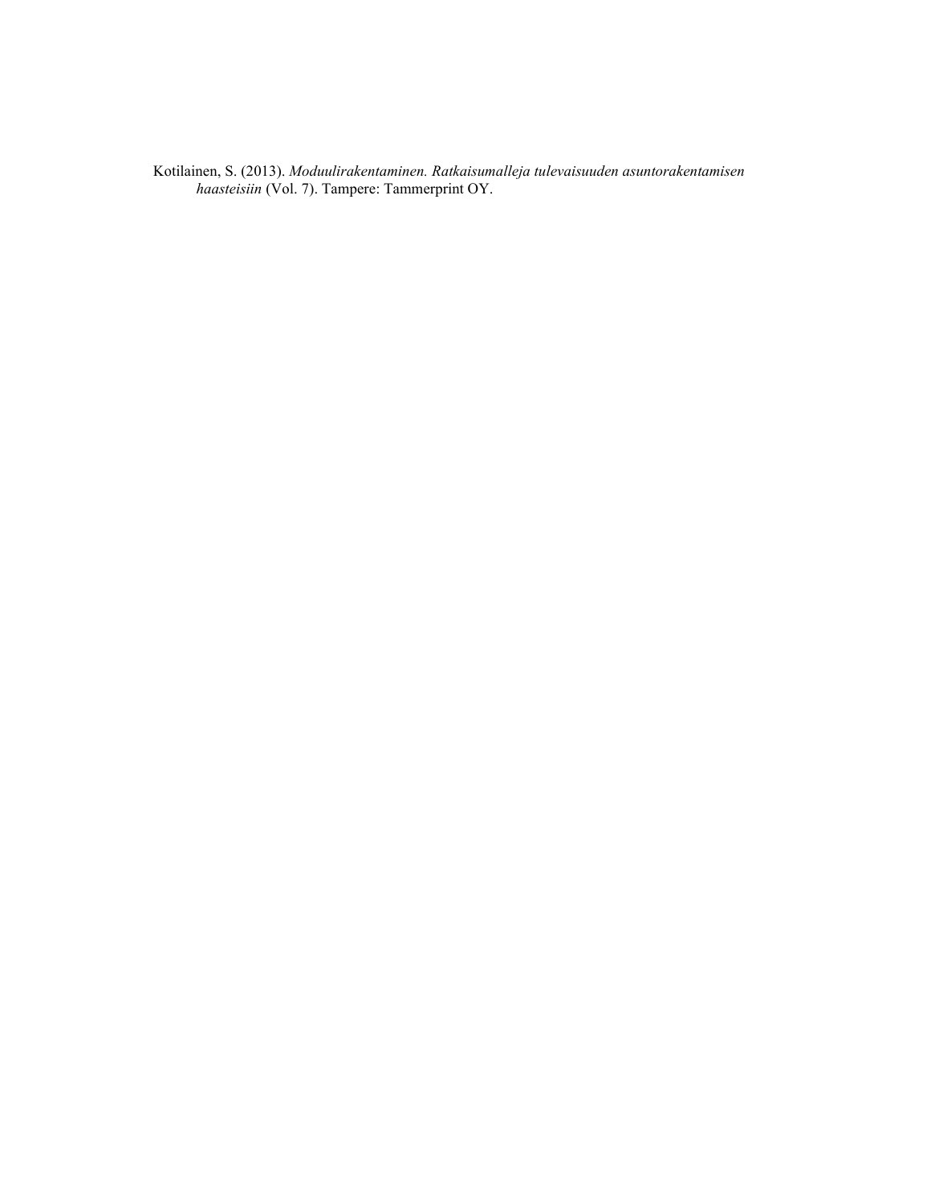Kotilainen, S. (2013). *Moduulirakentaminen. Ratkaisumalleja tulevaisuuden asuntorakentamisen haasteisiin* (Vol. 7). Tampere: Tammerprint OY.